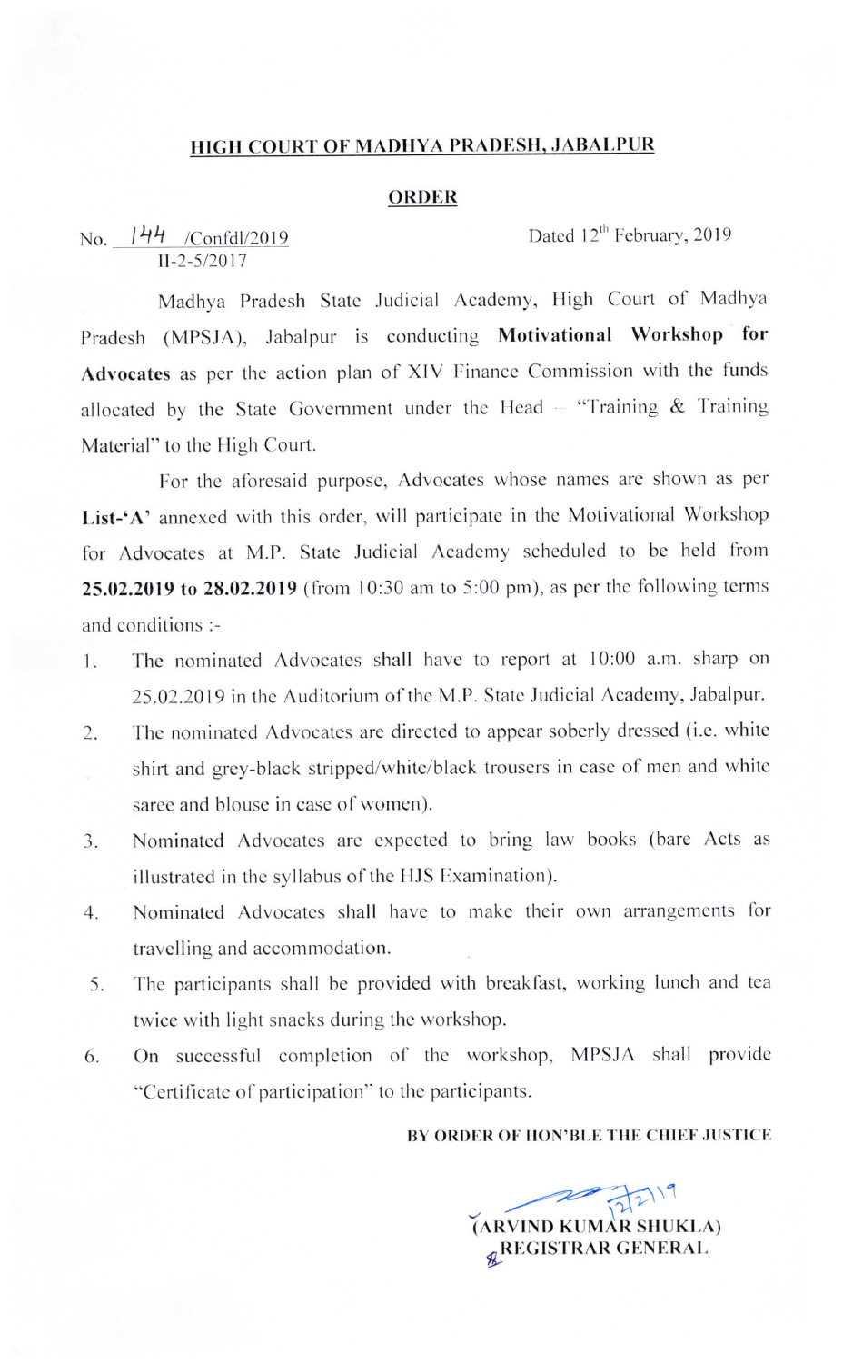# HIGH COURT OF MADHYA PRADESH, JABALPUR

## ORDER

No. 144 /Confdl/2019 Dated 12th February, 2019
II-2-5/2017

Madhya Pradesh State Judicial Academy, High Court of Madhya Pradesh (MPSJA), Jabalpur is conducting **Motivational Workshop for Advocates** as per the action plan of XIV Finance Commission with the funds allocated by the State Government under the Head – "Training & Training Material" to the High Court.

For the aforesaid purpose, Advocates whose names are shown as per **List-'A'** annexed with this order, will participate in the Motivational Workshop for Advocates at M.P. State Judicial Academy scheduled to be held from **25.02.2019 to 28.02.2019** (from 10:30 am to 5:00 pm), as per the following terms and conditions :-

1. The nominated Advocates shall have to report at 10:00 a.m. sharp on 25.02.2019 in the Auditorium of the M.P. State Judicial Academy, Jabalpur.
2. The nominated Advocates are directed to appear soberly dressed (i.e. white shirt and grey-black stripped/white/black trousers in case of men and white saree and blouse in case of women).
3. Nominated Advocates are expected to bring law books (bare Acts as illustrated in the syllabus of the HJS Examination).
4. Nominated Advocates shall have to make their own arrangements for travelling and accommodation.
5. The participants shall be provided with breakfast, working lunch and tea twice with light snacks during the workshop.
6. On successful completion of the workshop, MPSJA shall provide "Certificate of participation" to the participants.

**BY ORDER OF HON'BLE THE CHIEF JUSTICE**

12/2/19
**(ARVIND KUMAR SHUKLA)**
**REGISTRAR GENERAL**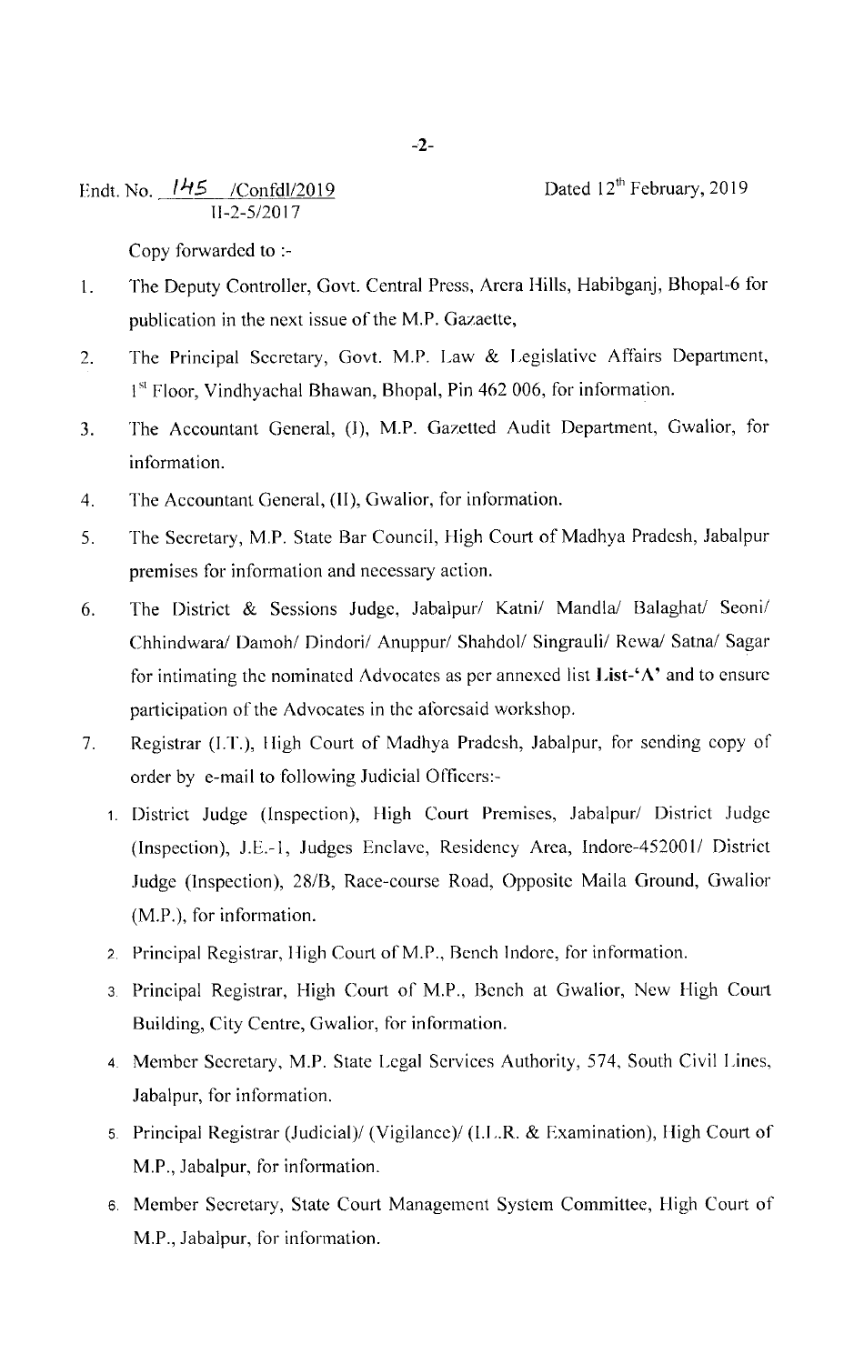Endt. No. 145 /Confdl/2019  
II-2-5/2017

Dated 12th February, 2019

Copy forwarded to :-

1. The Deputy Controller, Govt. Central Press, Arera Hills, Habibganj, Bhopal-6 for publication in the next issue of the M.P. Gazaette,
2. The Principal Secretary, Govt. M.P. Law & Legislative Affairs Department, 1st Floor, Vindhyachal Bhawan, Bhopal, Pin 462 006, for information.
3. The Accountant General, (I), M.P. Gazetted Audit Department, Gwalior, for information.
4. The Accountant General, (II), Gwalior, for information.
5. The Secretary, M.P. State Bar Council, High Court of Madhya Pradesh, Jabalpur premises for information and necessary action.
6. The District & Sessions Judge, Jabalpur/ Katni/ Mandla/ Balaghat/ Seoni/ Chhindwara/ Damoh/ Dindori/ Anuppur/ Shahdol/ Singrauli/ Rewa/ Satna/ Sagar for intimating the nominated Advocates as per annexed list **List-'A'** and to ensure participation of the Advocates in the aforesaid workshop.
7. Registrar (I.T.), High Court of Madhya Pradesh, Jabalpur, for sending copy of order by e-mail to following Judicial Officers:-
   1. District Judge (Inspection), High Court Premises, Jabalpur/ District Judge (Inspection), J.E.-1, Judges Enclave, Residency Area, Indore-452001/ District Judge (Inspection), 28/B, Race-course Road, Opposite Maila Ground, Gwalior (M.P.), for information.
   2. Principal Registrar, High Court of M.P., Bench Indore, for information.
   3. Principal Registrar, High Court of M.P., Bench at Gwalior, New High Court Building, City Centre, Gwalior, for information.
   4. Member Secretary, M.P. State Legal Services Authority, 574, South Civil Lines, Jabalpur, for information.
   5. Principal Registrar (Judicial)/ (Vigilance)/ (I.L.R. & Examination), High Court of M.P., Jabalpur, for information.
   6. Member Secretary, State Court Management System Committee, High Court of M.P., Jabalpur, for information.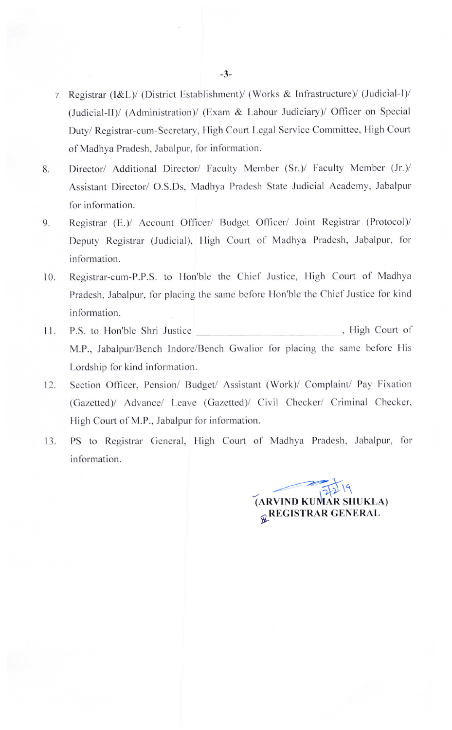7. Registrar (I&L)/ (District Establishment)/ (Works & Infrastructure)/ (Judicial-I)/ (Judicial-II)/ (Administration)/ (Exam & Labour Judiciary)/ Officer on Special Duty/ Registrar-cum-Secretary, High Court Legal Service Committee, High Court of Madhya Pradesh, Jabalpur, for information.
8. Director/ Additional Director/ Faculty Member (Sr.)/ Faculty Member (Jr.)/ Assistant Director/ O.S.Ds, Madhya Pradesh State Judicial Academy, Jabalpur for information.
9. Registrar (E.)/ Account Officer/ Budget Officer/ Joint Registrar (Protocol)/ Deputy Registrar (Judicial), High Court of Madhya Pradesh, Jabalpur, for information.
10. Registrar-cum-P.P.S. to Hon'ble the Chief Justice, High Court of Madhya Pradesh, Jabalpur, for placing the same before Hon'ble the Chief Justice for kind information.
11. P.S. to Hon'ble Shri Justice ______________________, High Court of M.P., Jabalpur/Bench Indore/Bench Gwalior for placing the same before His Lordship for kind information.
12. Section Officer, Pension/ Budget/ Assistant (Work)/ Complaint/ Pay Fixation (Gazetted)/ Advance/ Leave (Gazetted)/ Civil Checker/ Criminal Checker, High Court of M.P., Jabalpur for information.
13. PS to Registrar General, High Court of Madhya Pradesh, Jabalpur, for information.

12/2/19

**(ARVIND KUMAR SHUKLA)**
**REGISTRAR GENERAL**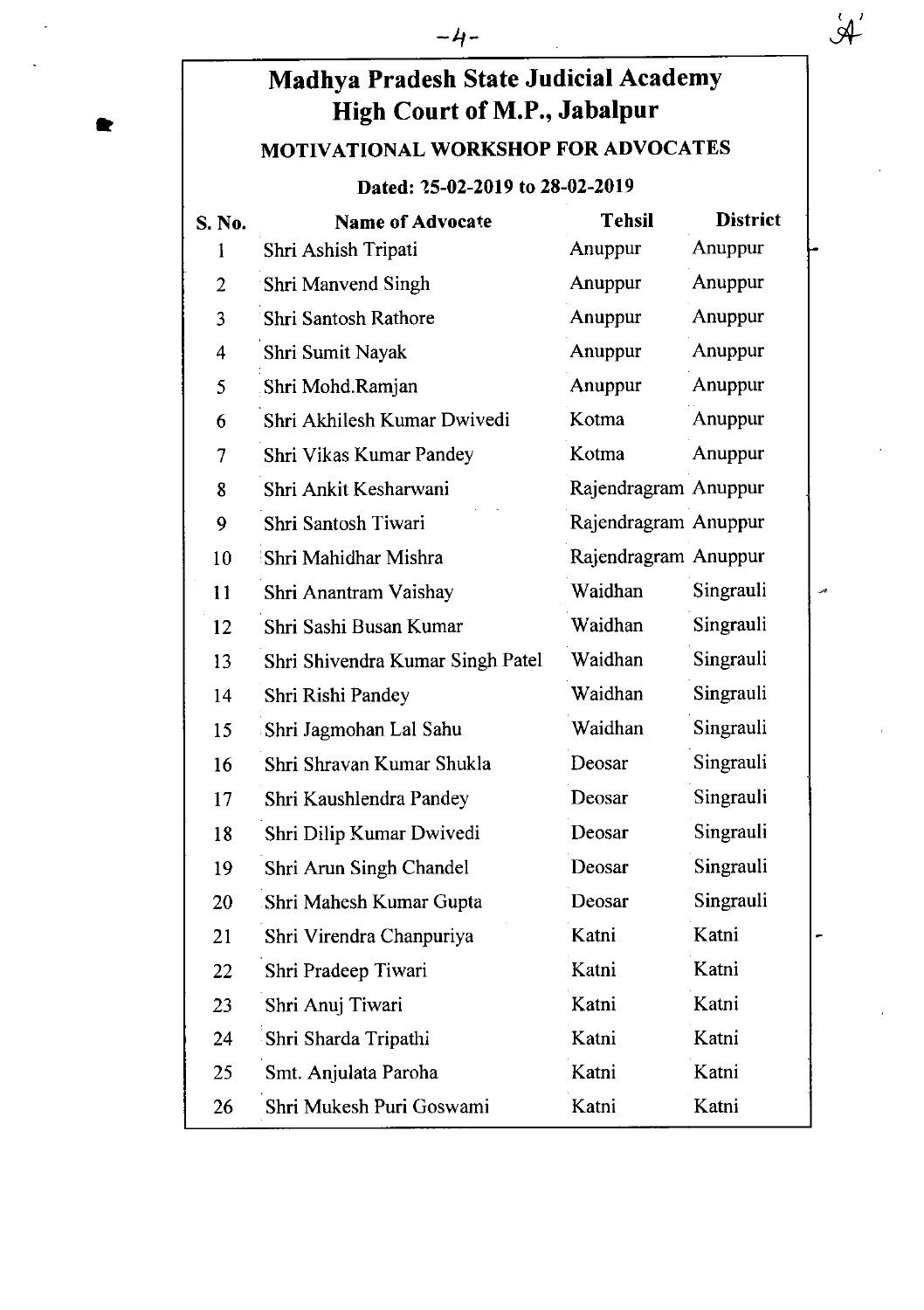# Madhya Pradesh State Judicial Academy
# High Court of M.P., Jabalpur

## MOTIVATIONAL WORKSHOP FOR ADVOCATES

### Dated: 25-02-2019 to 28-02-2019

| S. No. | Name of Advocate | Tehsil | District |
|---|---|---|---|
| 1 | Shri Ashish Tripati | Anuppur | Anuppur |
| 2 | Shri Manvend Singh | Anuppur | Anuppur |
| 3 | Shri Santosh Rathore | Anuppur | Anuppur |
| 4 | Shri Sumit Nayak | Anuppur | Anuppur |
| 5 | Shri Mohd.Ramjan | Anuppur | Anuppur |
| 6 | Shri Akhilesh Kumar Dwivedi | Kotma | Anuppur |
| 7 | Shri Vikas Kumar Pandey | Kotma | Anuppur |
| 8 | Shri Ankit Kesharwani | Rajendragram | Anuppur |
| 9 | Shri Santosh Tiwari | Rajendragram | Anuppur |
| 10 | Shri Mahidhar Mishra | Rajendragram | Anuppur |
| 11 | Shri Anantram Vaishay | Waidhan | Singrauli |
| 12 | Shri Sashi Busan Kumar | Waidhan | Singrauli |
| 13 | Shri Shivendra Kumar Singh Patel | Waidhan | Singrauli |
| 14 | Shri Rishi Pandey | Waidhan | Singrauli |
| 15 | Shri Jagmohan Lal Sahu | Waidhan | Singrauli |
| 16 | Shri Shravan Kumar Shukla | Deosar | Singrauli |
| 17 | Shri Kaushlendra Pandey | Deosar | Singrauli |
| 18 | Shri Dilip Kumar Dwivedi | Deosar | Singrauli |
| 19 | Shri Arun Singh Chandel | Deosar | Singrauli |
| 20 | Shri Mahesh Kumar Gupta | Deosar | Singrauli |
| 21 | Shri Virendra Chanpuriya | Katni | Katni |
| 22 | Shri Pradeep Tiwari | Katni | Katni |
| 23 | Shri Anuj Tiwari | Katni | Katni |
| 24 | Shri Sharda Tripathi | Katni | Katni |
| 25 | Smt. Anjulata Paroha | Katni | Katni |
| 26 | Shri Mukesh Puri Goswami | Katni | Katni |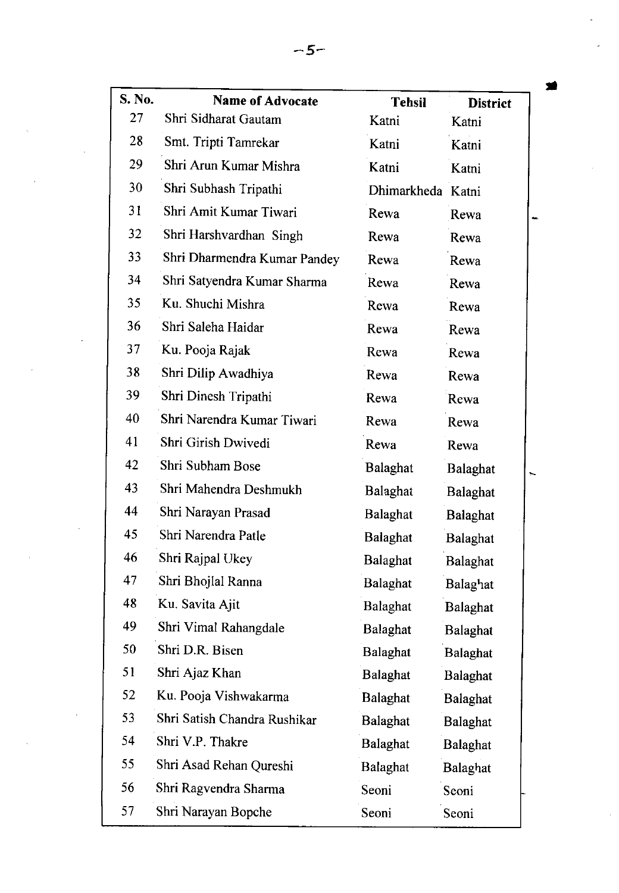| S. No. | Name of Advocate | Tehsil | District |
|---|---|---|---|
| 27 | Shri Sidharat Gautam | Katni | Katni |
| 28 | Smt. Tripti Tamrekar | Katni | Katni |
| 29 | Shri Arun Kumar Mishra | Katni | Katni |
| 30 | Shri Subhash Tripathi | Dhimarkheda | Katni |
| 31 | Shri Amit Kumar Tiwari | Rewa | Rewa |
| 32 | Shri Harshvardhan Singh | Rewa | Rewa |
| 33 | Shri Dharmendra Kumar Pandey | Rewa | Rewa |
| 34 | Shri Satyendra Kumar Sharma | Rewa | Rewa |
| 35 | Ku. Shuchi Mishra | Rewa | Rewa |
| 36 | Shri Saleha Haidar | Rewa | Rewa |
| 37 | Ku. Pooja Rajak | Rewa | Rewa |
| 38 | Shri Dilip Awadhiya | Rewa | Rewa |
| 39 | Shri Dinesh Tripathi | Rewa | Rewa |
| 40 | Shri Narendra Kumar Tiwari | Rewa | Rewa |
| 41 | Shri Girish Dwivedi | Rewa | Rewa |
| 42 | Shri Subham Bose | Balaghat | Balaghat |
| 43 | Shri Mahendra Deshmukh | Balaghat | Balaghat |
| 44 | Shri Narayan Prasad | Balaghat | Balaghat |
| 45 | Shri Narendra Patle | Balaghat | Balaghat |
| 46 | Shri Rajpal Ukey | Balaghat | Balaghat |
| 47 | Shri Bhojlal Ranna | Balaghat | Balaghat |
| 48 | Ku. Savita Ajit | Balaghat | Balaghat |
| 49 | Shri Vimal Rahangdale | Balaghat | Balaghat |
| 50 | Shri D.R. Bisen | Balaghat | Balaghat |
| 51 | Shri Ajaz Khan | Balaghat | Balaghat |
| 52 | Ku. Pooja Vishwakarma | Balaghat | Balaghat |
| 53 | Shri Satish Chandra Rushikar | Balaghat | Balaghat |
| 54 | Shri V.P. Thakre | Balaghat | Balaghat |
| 55 | Shri Asad Rehan Qureshi | Balaghat | Balaghat |
| 56 | Shri Ragvendra Sharma | Seoni | Seoni |
| 57 | Shri Narayan Bopche | Seoni | Seoni |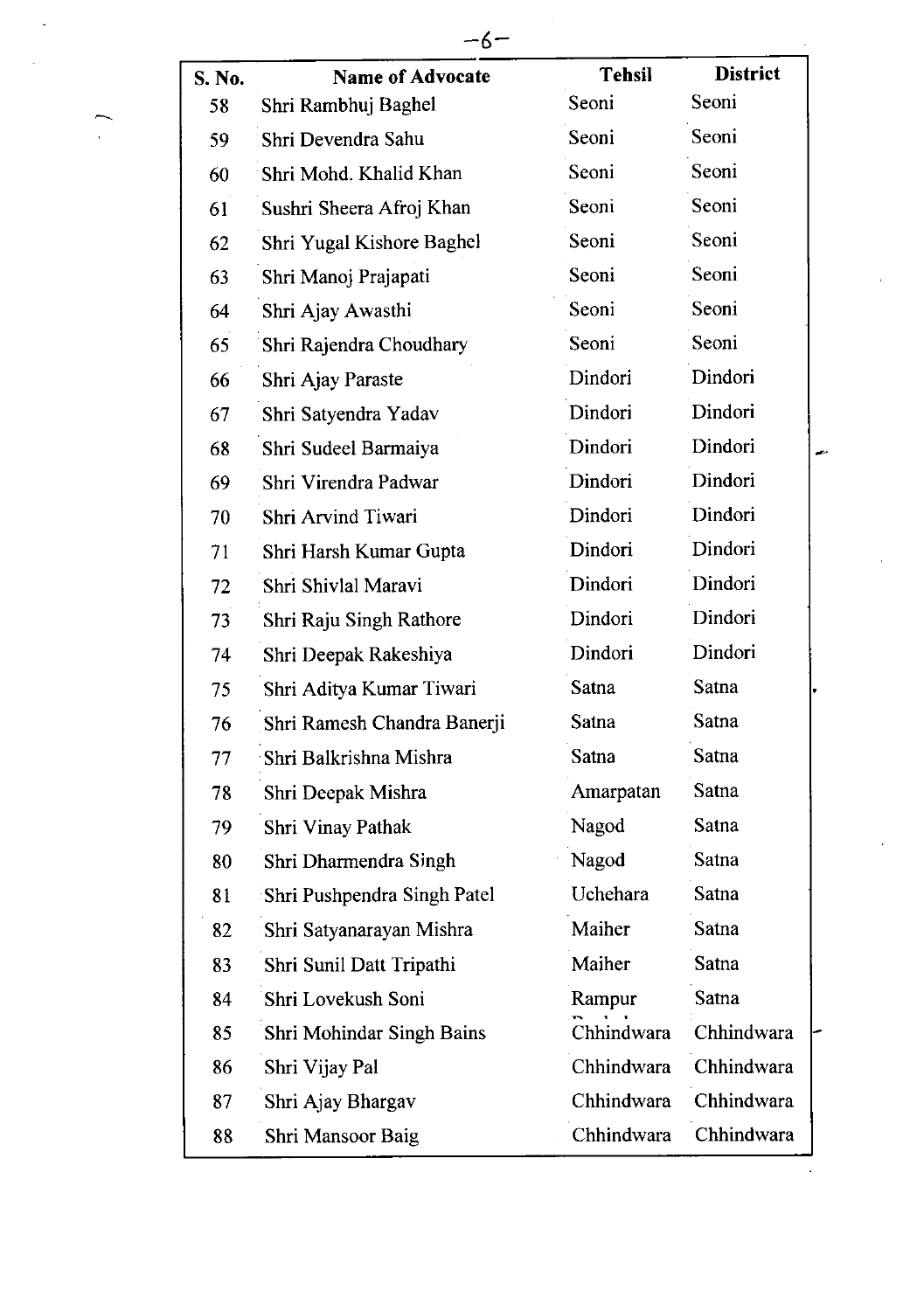| S. No. | Name of Advocate | Tehsil | District |
|---|---|---|---|
| 58 | Shri Rambhuj Baghel | Seoni | Seoni |
| 59 | Shri Devendra Sahu | Seoni | Seoni |
| 60 | Shri Mohd. Khalid Khan | Seoni | Seoni |
| 61 | Sushri Sheera Afroj Khan | Seoni | Seoni |
| 62 | Shri Yugal Kishore Baghel | Seoni | Seoni |
| 63 | Shri Manoj Prajapati | Seoni | Seoni |
| 64 | Shri Ajay Awasthi | Seoni | Seoni |
| 65 | Shri Rajendra Choudhary | Seoni | Seoni |
| 66 | Shri Ajay Paraste | Dindori | Dindori |
| 67 | Shri Satyendra Yadav | Dindori | Dindori |
| 68 | Shri Sudeel Barmaiya | Dindori | Dindori |
| 69 | Shri Virendra Padwar | Dindori | Dindori |
| 70 | Shri Arvind Tiwari | Dindori | Dindori |
| 71 | Shri Harsh Kumar Gupta | Dindori | Dindori |
| 72 | Shri Shivlal Maravi | Dindori | Dindori |
| 73 | Shri Raju Singh Rathore | Dindori | Dindori |
| 74 | Shri Deepak Rakeshiya | Dindori | Dindori |
| 75 | Shri Aditya Kumar Tiwari | Satna | Satna |
| 76 | Shri Ramesh Chandra Banerji | Satna | Satna |
| 77 | Shri Balkrishna Mishra | Satna | Satna |
| 78 | Shri Deepak Mishra | Amarpatan | Satna |
| 79 | Shri Vinay Pathak | Nagod | Satna |
| 80 | Shri Dharmendra Singh | Nagod | Satna |
| 81 | Shri Pushpendra Singh Patel | Uchehara | Satna |
| 82 | Shri Satyanarayan Mishra | Maiher | Satna |
| 83 | Shri Sunil Datt Tripathi | Maiher | Satna |
| 84 | Shri Lovekush Soni | Rampur | Satna |
| 85 | Shri Mohindar Singh Bains | Chhindwara | Chhindwara |
| 86 | Shri Vijay Pal | Chhindwara | Chhindwara |
| 87 | Shri Ajay Bhargav | Chhindwara | Chhindwara |
| 88 | Shri Mansoor Baig | Chhindwara | Chhindwara |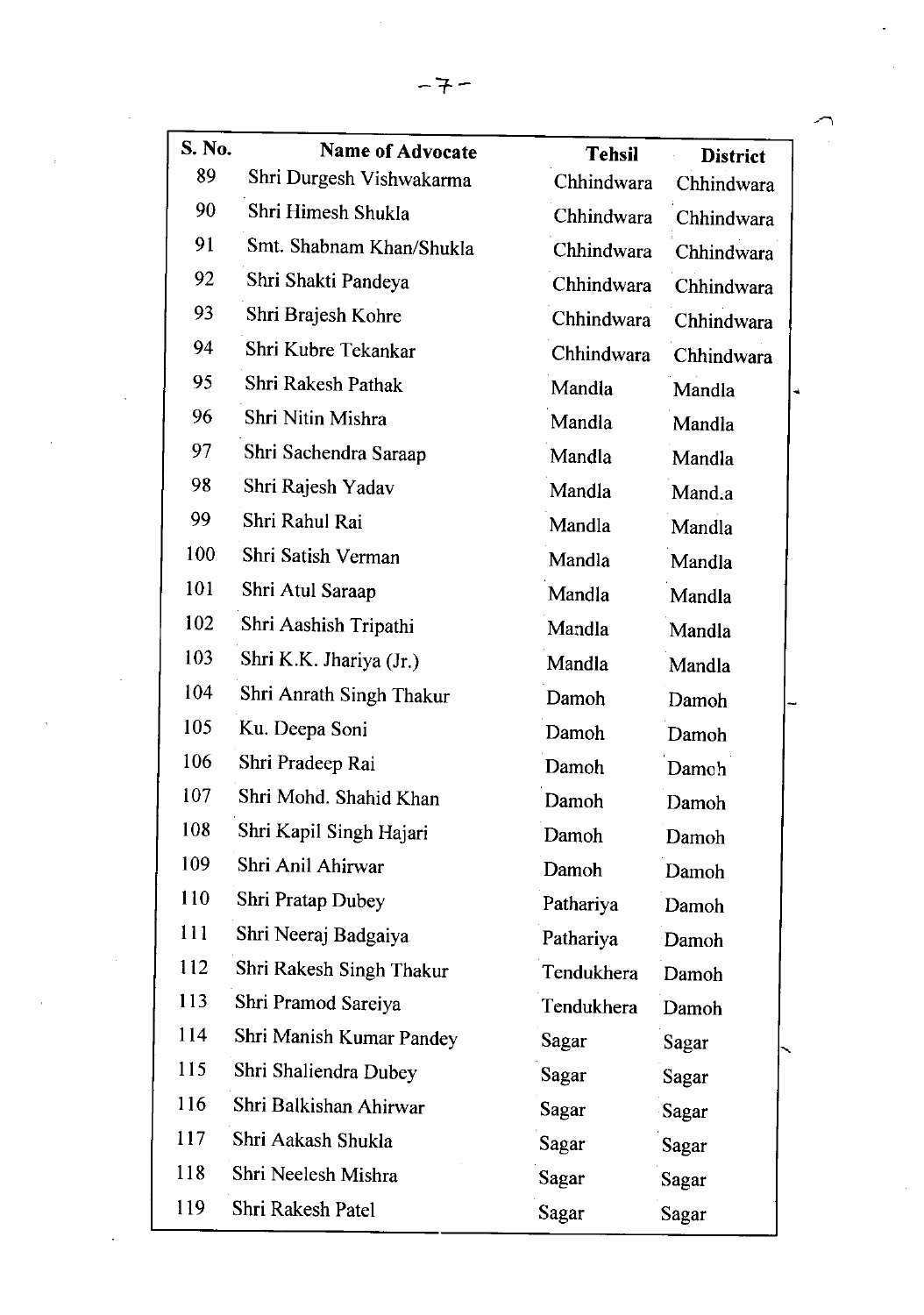| S. No. | Name of Advocate | Tehsil | District |
|---|---|---|---|
| 89 | Shri Durgesh Vishwakarma | Chhindwara | Chhindwara |
| 90 | Shri Himesh Shukla | Chhindwara | Chhindwara |
| 91 | Smt. Shabnam Khan/Shukla | Chhindwara | Chhindwara |
| 92 | Shri Shakti Pandeya | Chhindwara | Chhindwara |
| 93 | Shri Brajesh Kohre | Chhindwara | Chhindwara |
| 94 | Shri Kubre Tekankar | Chhindwara | Chhindwara |
| 95 | Shri Rakesh Pathak | Mandla | Mandla |
| 96 | Shri Nitin Mishra | Mandla | Mandla |
| 97 | Shri Sachendra Saraap | Mandla | Mandla |
| 98 | Shri Rajesh Yadav | Mandla | Mandla |
| 99 | Shri Rahul Rai | Mandla | Mandla |
| 100 | Shri Satish Verman | Mandla | Mandla |
| 101 | Shri Atul Saraap | Mandla | Mandla |
| 102 | Shri Aashish Tripathi | Mandla | Mandla |
| 103 | Shri K.K. Jhariya (Jr.) | Mandla | Mandla |
| 104 | Shri Anrath Singh Thakur | Damoh | Damoh |
| 105 | Ku. Deepa Soni | Damoh | Damoh |
| 106 | Shri Pradeep Rai | Damoh | Damoh |
| 107 | Shri Mohd. Shahid Khan | Damoh | Damoh |
| 108 | Shri Kapil Singh Hajari | Damoh | Damoh |
| 109 | Shri Anil Ahirwar | Damoh | Damoh |
| 110 | Shri Pratap Dubey | Pathariya | Damoh |
| 111 | Shri Neeraj Badgaiya | Pathariya | Damoh |
| 112 | Shri Rakesh Singh Thakur | Tendukhera | Damoh |
| 113 | Shri Pramod Sareiya | Tendukhera | Damoh |
| 114 | Shri Manish Kumar Pandey | Sagar | Sagar |
| 115 | Shri Shaliendra Dubey | Sagar | Sagar |
| 116 | Shri Balkishan Ahirwar | Sagar | Sagar |
| 117 | Shri Aakash Shukla | Sagar | Sagar |
| 118 | Shri Neelesh Mishra | Sagar | Sagar |
| 119 | Shri Rakesh Patel | Sagar | Sagar |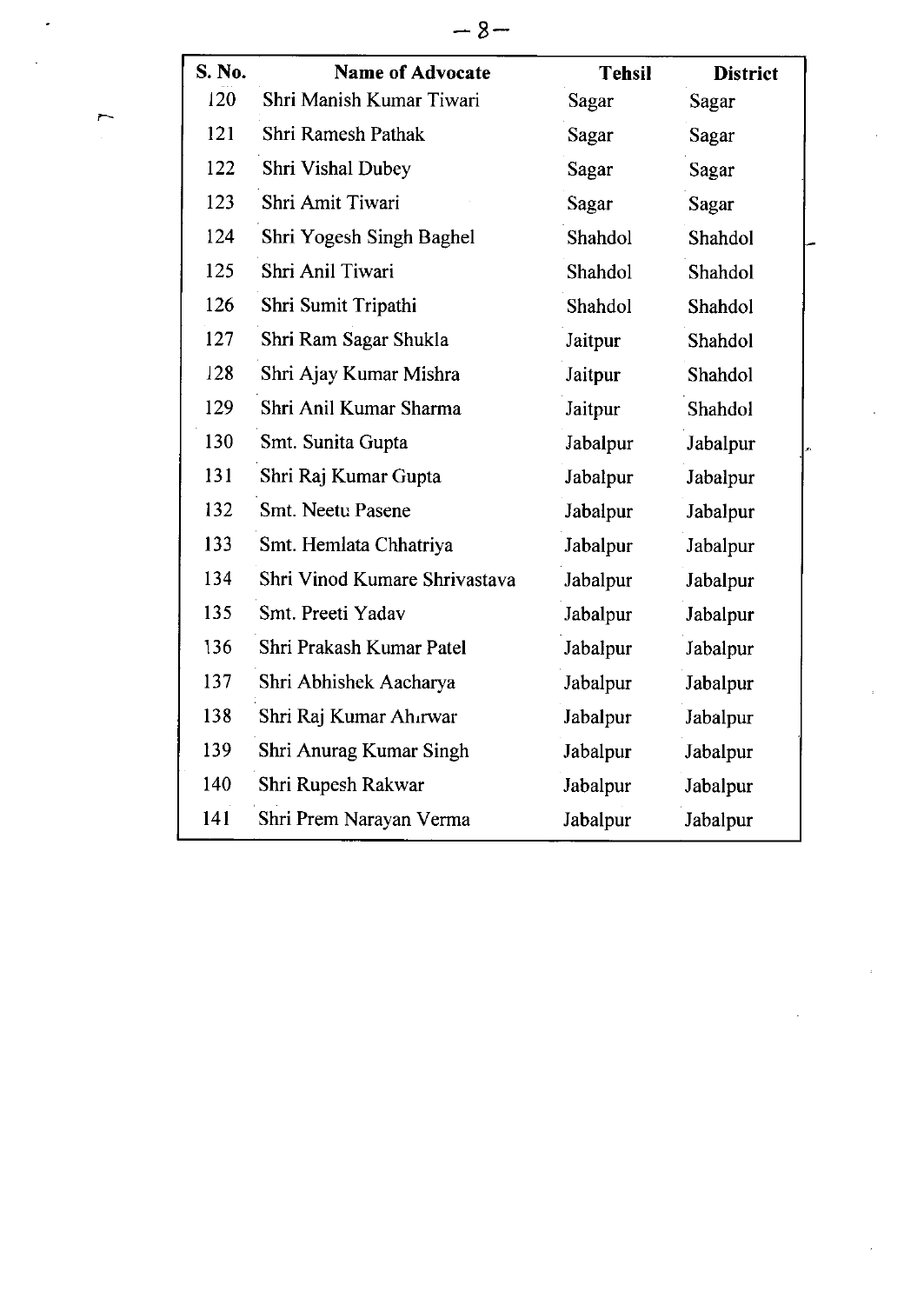| S. No. | Name of Advocate | Tehsil | District |
|---|---|---|---|
| 120 | Shri Manish Kumar Tiwari | Sagar | Sagar |
| 121 | Shri Ramesh Pathak | Sagar | Sagar |
| 122 | Shri Vishal Dubey | Sagar | Sagar |
| 123 | Shri Amit Tiwari | Sagar | Sagar |
| 124 | Shri Yogesh Singh Baghel | Shahdol | Shahdol |
| 125 | Shri Anil Tiwari | Shahdol | Shahdol |
| 126 | Shri Sumit Tripathi | Shahdol | Shahdol |
| 127 | Shri Ram Sagar Shukla | Jaitpur | Shahdol |
| 128 | Shri Ajay Kumar Mishra | Jaitpur | Shahdol |
| 129 | Shri Anil Kumar Sharma | Jaitpur | Shahdol |
| 130 | Smt. Sunita Gupta | Jabalpur | Jabalpur |
| 131 | Shri Raj Kumar Gupta | Jabalpur | Jabalpur |
| 132 | Smt. Neetu Pasene | Jabalpur | Jabalpur |
| 133 | Smt. Hemlata Chhatriya | Jabalpur | Jabalpur |
| 134 | Shri Vinod Kumare Shrivastava | Jabalpur | Jabalpur |
| 135 | Smt. Preeti Yadav | Jabalpur | Jabalpur |
| 136 | Shri Prakash Kumar Patel | Jabalpur | Jabalpur |
| 137 | Shri Abhishek Aacharya | Jabalpur | Jabalpur |
| 138 | Shri Raj Kumar Ahirwar | Jabalpur | Jabalpur |
| 139 | Shri Anurag Kumar Singh | Jabalpur | Jabalpur |
| 140 | Shri Rupesh Rakwar | Jabalpur | Jabalpur |
| 141 | Shri Prem Narayan Verma | Jabalpur | Jabalpur |